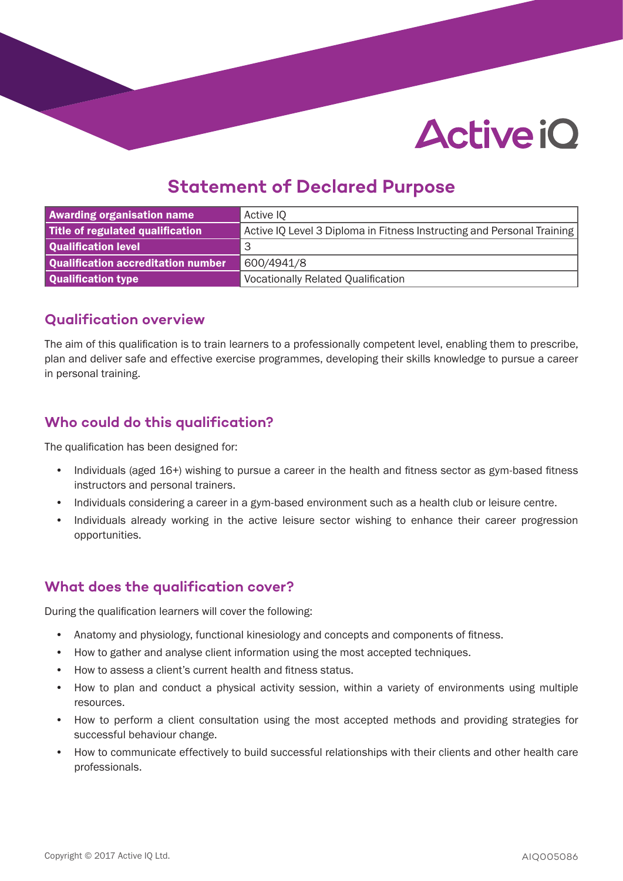# Statement of Declared Purpose

| | |
|---|---|
| **Awarding organisation name** | Active IQ |
| **Title of regulated qualification** | Active IQ Level 3 Diploma in Fitness Instructing and Personal Training |
| **Qualification level** | 3 |
| **Qualification accreditation number** | 600/4941/8 |
| **Qualification type** | Vocationally Related Qualification |

## Qualification overview

The aim of this qualification is to train learners to a professionally competent level, enabling them to prescribe, plan and deliver safe and effective exercise programmes, developing their skills knowledge to pursue a career in personal training.

## Who could do this qualification?

The qualification has been designed for:

- Individuals (aged 16+) wishing to pursue a career in the health and fitness sector as gym-based fitness instructors and personal trainers.
- Individuals considering a career in a gym-based environment such as a health club or leisure centre.
- Individuals already working in the active leisure sector wishing to enhance their career progression opportunities.

## What does the qualification cover?

During the qualification learners will cover the following:

- Anatomy and physiology, functional kinesiology and concepts and components of fitness.
- How to gather and analyse client information using the most accepted techniques.
- How to assess a client's current health and fitness status.
- How to plan and conduct a physical activity session, within a variety of environments using multiple resources.
- How to perform a client consultation using the most accepted methods and providing strategies for successful behaviour change.
- How to communicate effectively to build successful relationships with their clients and other health care professionals.

Copyright © 2017 Active IQ Ltd. AIQ005086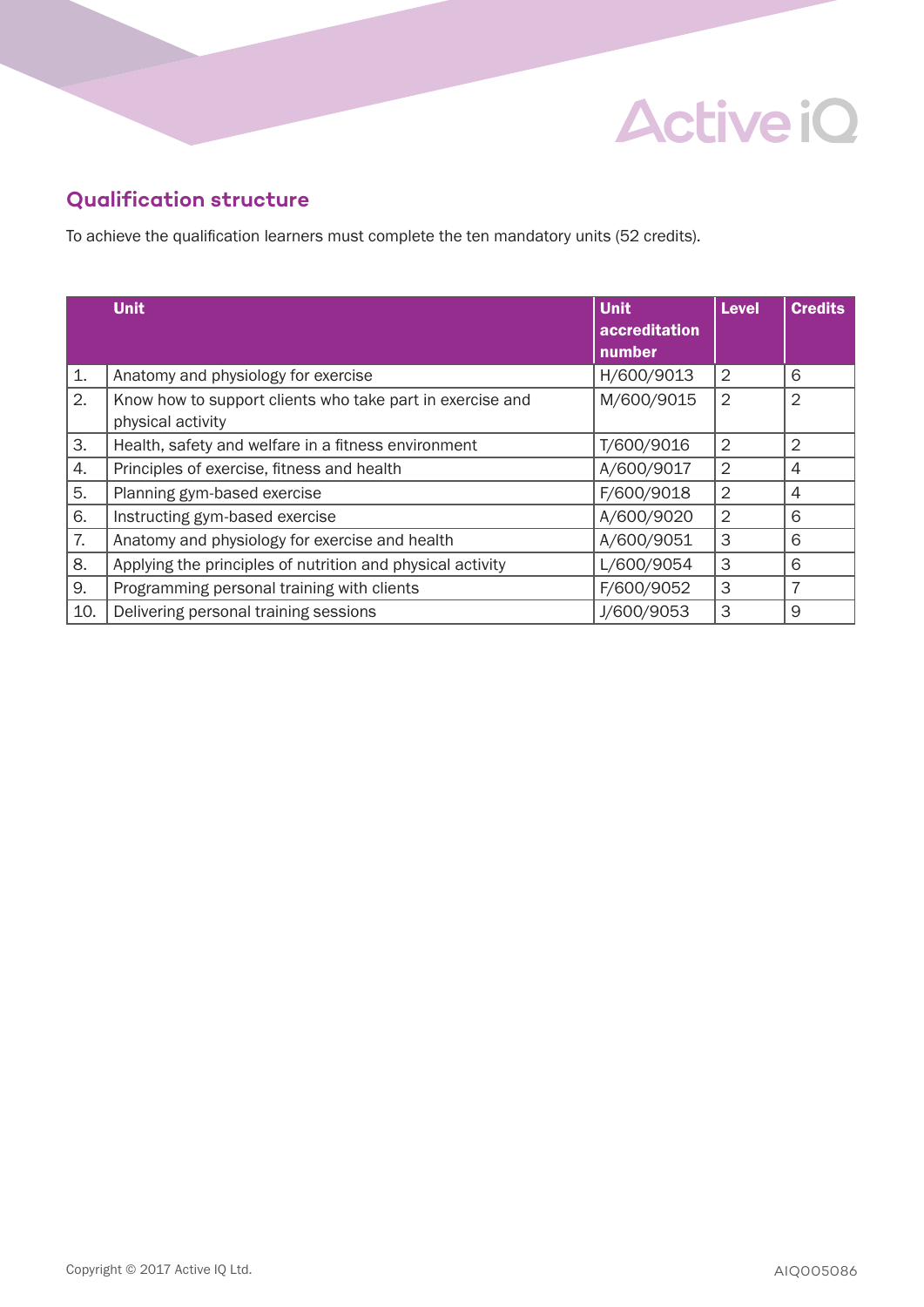## Qualification structure

To achieve the qualification learners must complete the ten mandatory units (52 credits).

| | Unit | Unit accreditation number | Level | Credits |
|---|---|---|---|---|
| 1. | Anatomy and physiology for exercise | H/600/9013 | 2 | 6 |
| 2. | Know how to support clients who take part in exercise and physical activity | M/600/9015 | 2 | 2 |
| 3. | Health, safety and welfare in a fitness environment | T/600/9016 | 2 | 2 |
| 4. | Principles of exercise, fitness and health | A/600/9017 | 2 | 4 |
| 5. | Planning gym-based exercise | F/600/9018 | 2 | 4 |
| 6. | Instructing gym-based exercise | A/600/9020 | 2 | 6 |
| 7. | Anatomy and physiology for exercise and health | A/600/9051 | 3 | 6 |
| 8. | Applying the principles of nutrition and physical activity | L/600/9054 | 3 | 6 |
| 9. | Programming personal training with clients | F/600/9052 | 3 | 7 |
| 10. | Delivering personal training sessions | J/600/9053 | 3 | 9 |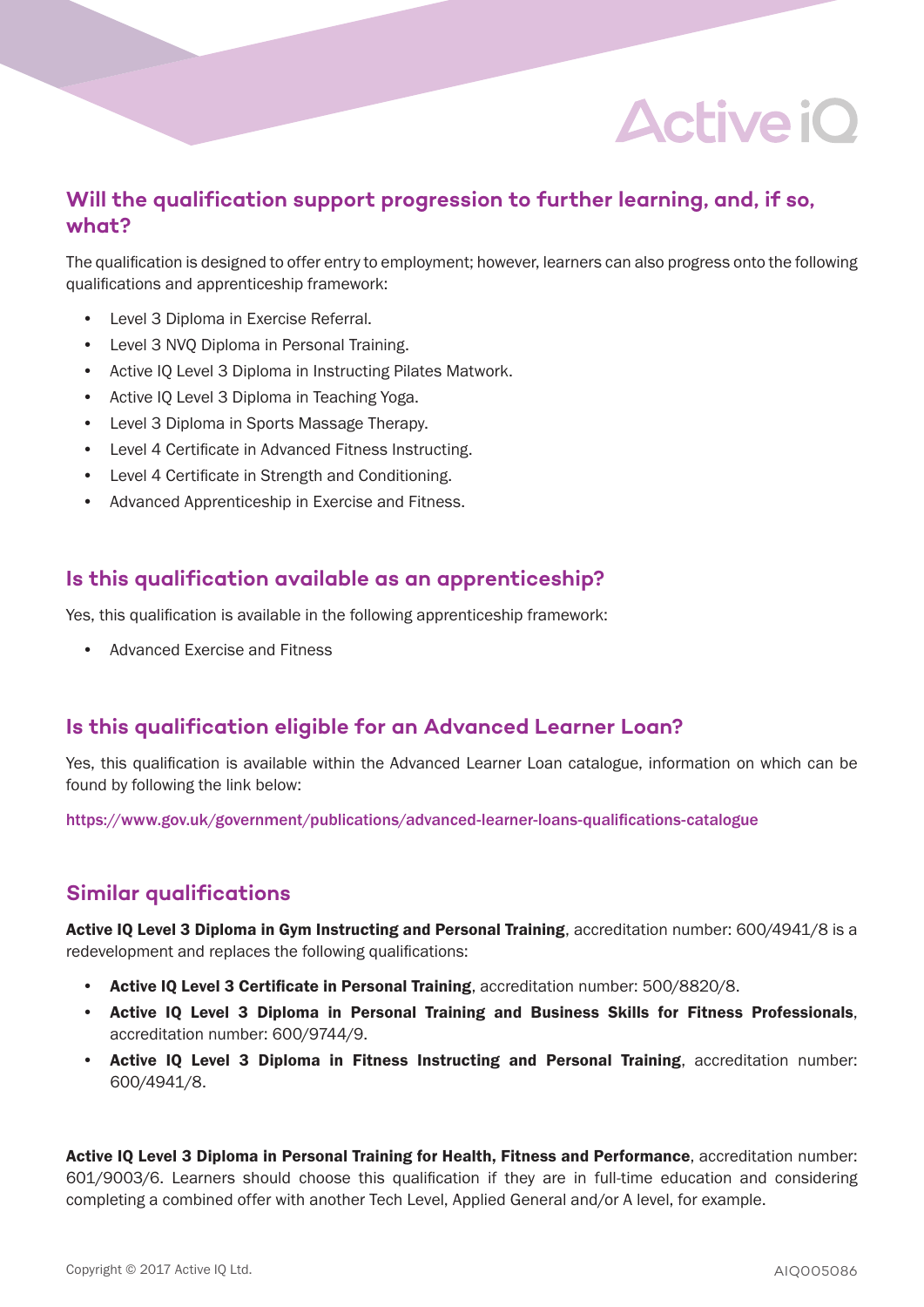## Will the qualification support progression to further learning, and, if so, what?

The qualification is designed to offer entry to employment; however, learners can also progress onto the following qualifications and apprenticeship framework:

- Level 3 Diploma in Exercise Referral.
- Level 3 NVQ Diploma in Personal Training.
- Active IQ Level 3 Diploma in Instructing Pilates Matwork.
- Active IQ Level 3 Diploma in Teaching Yoga.
- Level 3 Diploma in Sports Massage Therapy.
- Level 4 Certificate in Advanced Fitness Instructing.
- Level 4 Certificate in Strength and Conditioning.
- Advanced Apprenticeship in Exercise and Fitness.

## Is this qualification available as an apprenticeship?

Yes, this qualification is available in the following apprenticeship framework:

- Advanced Exercise and Fitness

## Is this qualification eligible for an Advanced Learner Loan?

Yes, this qualification is available within the Advanced Learner Loan catalogue, information on which can be found by following the link below:

https://www.gov.uk/government/publications/advanced-learner-loans-qualifications-catalogue

## Similar qualifications

**Active IQ Level 3 Diploma in Gym Instructing and Personal Training**, accreditation number: 600/4941/8 is a redevelopment and replaces the following qualifications:

- **Active IQ Level 3 Certificate in Personal Training**, accreditation number: 500/8820/8.
- **Active IQ Level 3 Diploma in Personal Training and Business Skills for Fitness Professionals**, accreditation number: 600/9744/9.
- **Active IQ Level 3 Diploma in Fitness Instructing and Personal Training**, accreditation number: 600/4941/8.

**Active IQ Level 3 Diploma in Personal Training for Health, Fitness and Performance**, accreditation number: 601/9003/6. Learners should choose this qualification if they are in full-time education and considering completing a combined offer with another Tech Level, Applied General and/or A level, for example.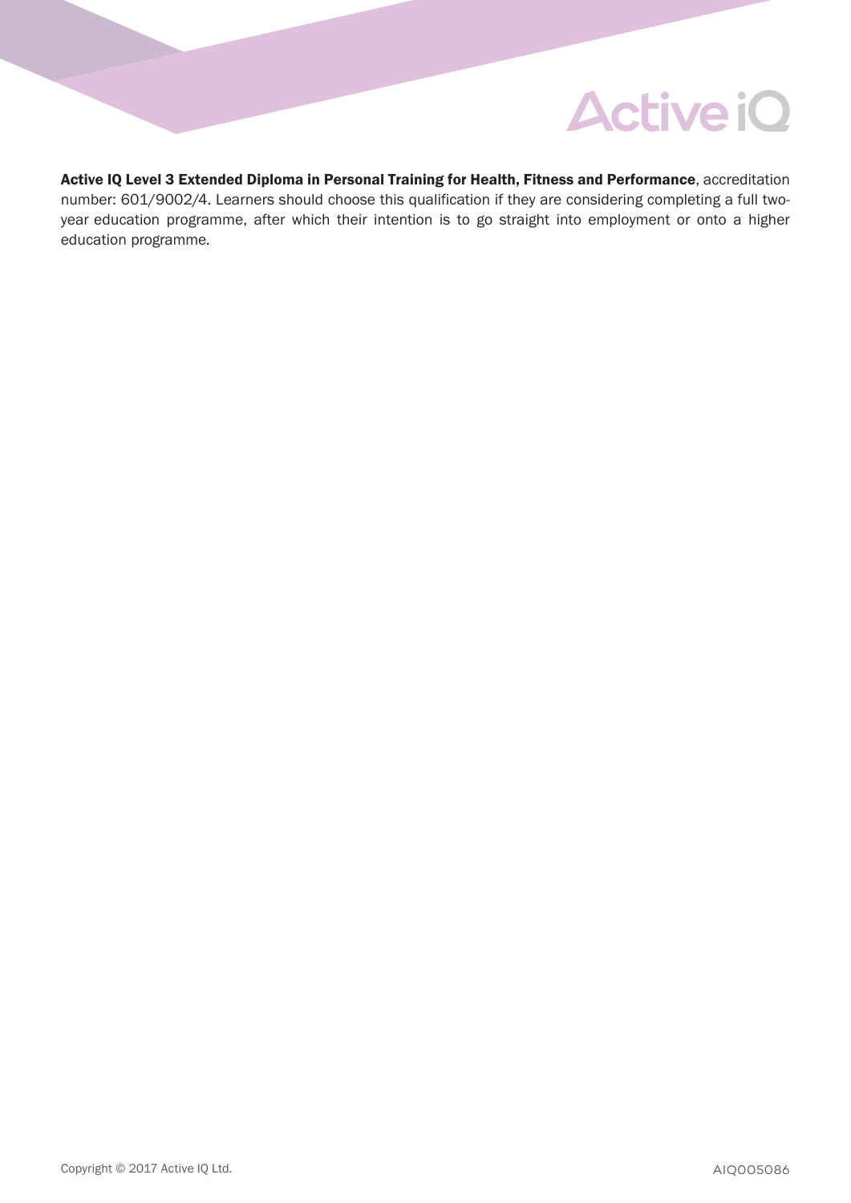**Active IQ Level 3 Extended Diploma in Personal Training for Health, Fitness and Performance**, accreditation number: 601/9002/4. Learners should choose this qualification if they are considering completing a full two-year education programme, after which their intention is to go straight into employment or onto a higher education programme.